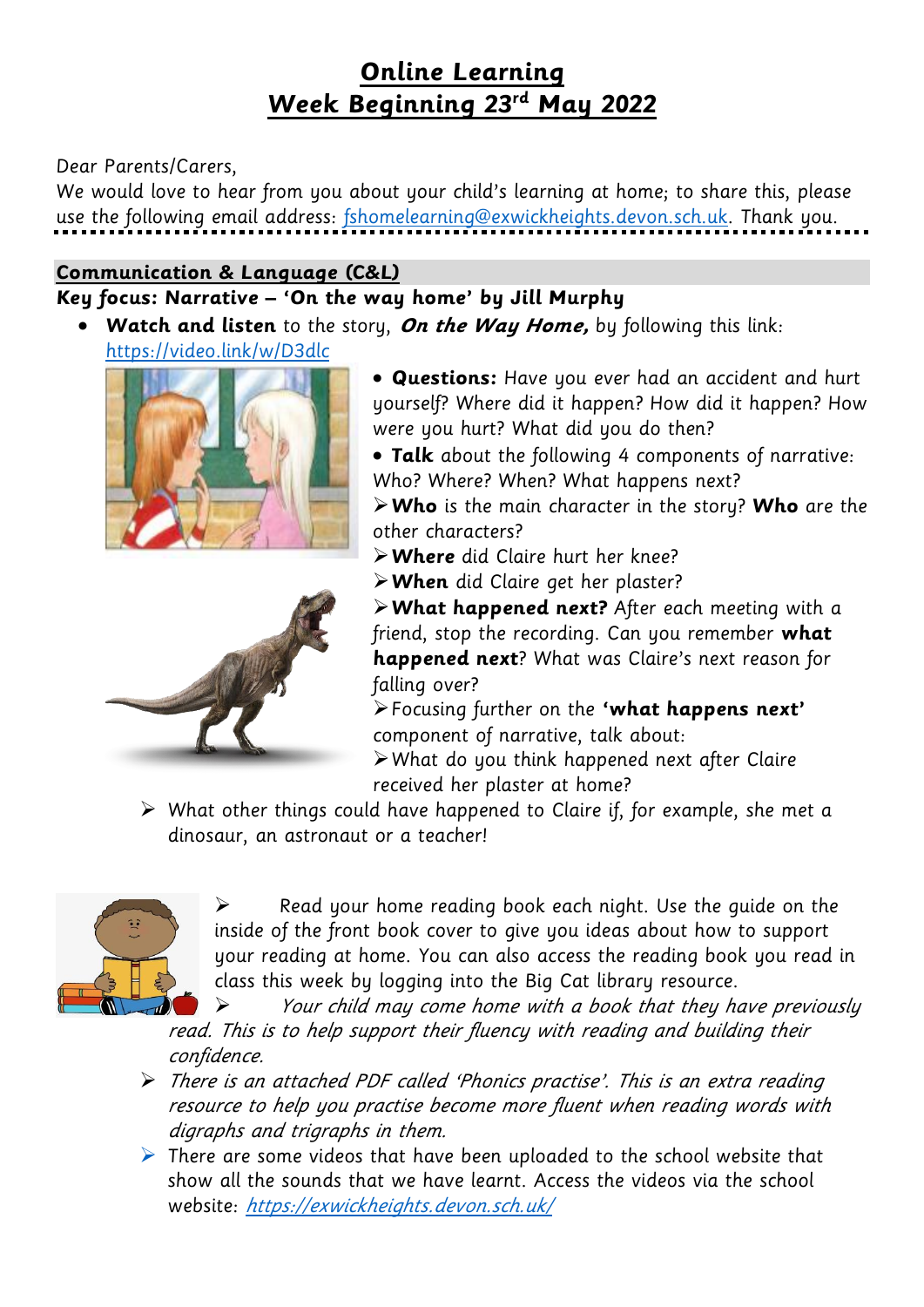# Online Learning
# Week Beginning 23rd May 2022

Dear Parents/Carers,
We would love to hear from you about your child's learning at home; to share this, please use the following email address: fshomelearning@exwickheights.devon.sch.uk. Thank you.

## Communication & Language (C&L)

### Key focus: Narrative – 'On the way home' by Jill Murphy

- **Watch and listen** to the story, ***On the Way Home,*** by following this link: https://video.link/w/D3dlc
- **Questions:** Have you ever had an accident and hurt yourself? Where did it happen? How did it happen? How were you hurt? What did you do then?
- **Talk** about the following 4 components of narrative: Who? Where? When? What happens next?
  - **Who** is the main character in the story? **Who** are the other characters?
  - **Where** did Claire hurt her knee?
  - **When** did Claire get her plaster?
  - **What happened next?** After each meeting with a friend, stop the recording. Can you remember **what happened next**? What was Claire's next reason for falling over?
  - Focusing further on the **'what happens next'** component of narrative, talk about:
  - What do you think happened next after Claire received her plaster at home?
  - What other things could have happened to Claire if, for example, she met a dinosaur, an astronaut or a teacher!

- Read your home reading book each night. Use the guide on the inside of the front book cover to give you ideas about how to support your reading at home. You can also access the reading book you read in class this week by logging into the Big Cat library resource.
- *Your child may come home with a book that they have previously read. This is to help support their fluency with reading and building their confidence.*
- *There is an attached PDF called 'Phonics practise'. This is an extra reading resource to help you practise become more fluent when reading words with digraphs and trigraphs in them.*
- There are some videos that have been uploaded to the school website that show all the sounds that we have learnt. Access the videos via the school website: *https://exwickheights.devon.sch.uk/*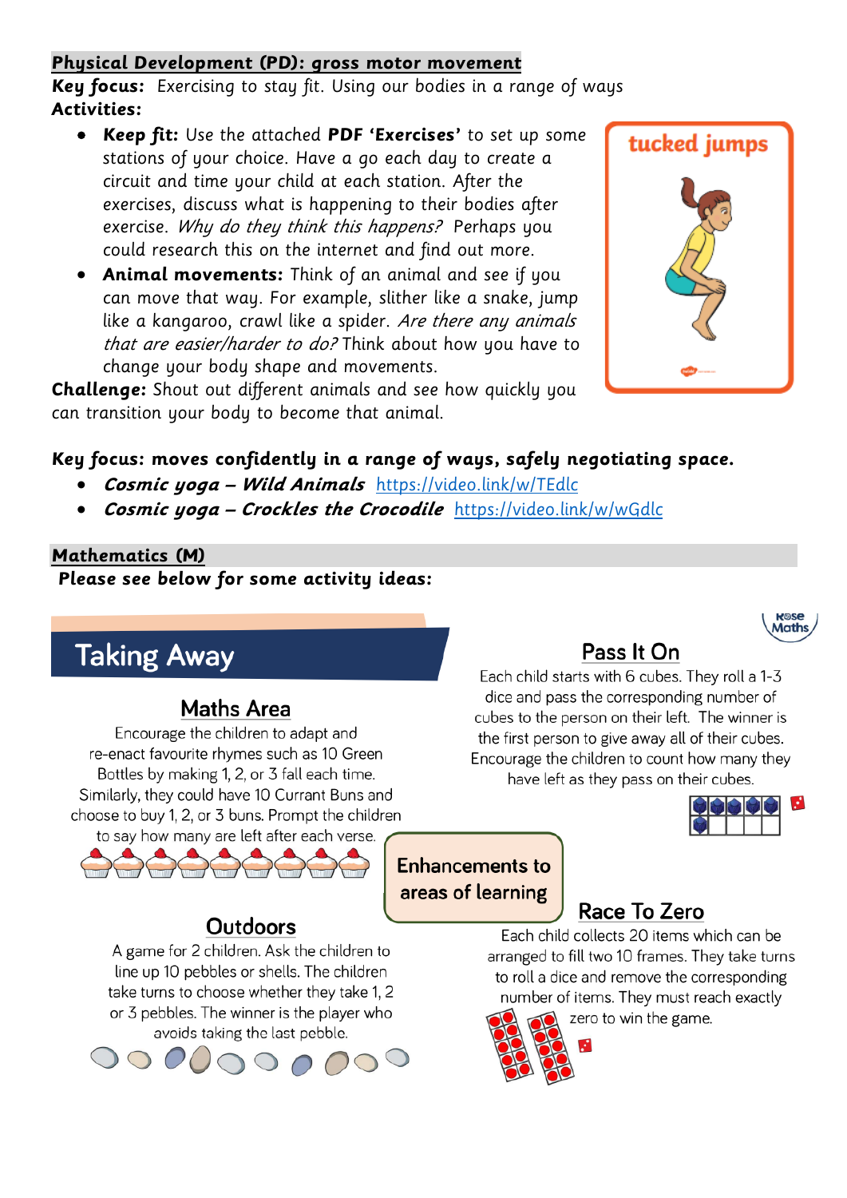## Physical Development (PD): gross motor movement

**Key focus:** Exercising to stay fit. Using our bodies in a range of ways

**Activities:**

- **Keep fit:** Use the attached **PDF 'Exercises'** to set up some stations of your choice. Have a go each day to create a circuit and time your child at each station. After the exercises, discuss what is happening to their bodies after exercise. *Why do they think this happens?* Perhaps you could research this on the internet and find out more.
- **Animal movements:** Think of an animal and see if you can move that way. For example, slither like a snake, jump like a kangaroo, crawl like a spider. *Are there any animals that are easier/harder to do?* Think about how you have to change your body shape and movements.

**Challenge:** Shout out different animals and see how quickly you can transition your body to become that animal.

tucked jumps

**Key focus: moves confidently in a range of ways, safely negotiating space.**

- ***Cosmic yoga – Wild Animals*** https://video.link/w/TEdlc
- ***Cosmic yoga – Crockles the Crocodile*** https://video.link/w/wGdlc

## Mathematics (M)

**Please see below for some activity ideas:**

### Taking Away

Rose Maths

#### Maths Area

Encourage the children to adapt and re-enact favourite rhymes such as 10 Green Bottles by making 1, 2, or 3 fall each time. Similarly, they could have 10 Currant Buns and choose to buy 1, 2, or 3 buns. Prompt the children to say how many are left after each verse.

#### Pass It On

Each child starts with 6 cubes. They roll a 1-3 dice and pass the corresponding number of cubes to the person on their left. The winner is the first person to give away all of their cubes. Encourage the children to count how many they have left as they pass on their cubes.

Enhancements to areas of learning

#### Outdoors

A game for 2 children. Ask the children to line up 10 pebbles or shells. The children take turns to choose whether they take 1, 2 or 3 pebbles. The winner is the player who avoids taking the last pebble.

#### Race To Zero

Each child collects 20 items which can be arranged to fill two 10 frames. They take turns to roll a dice and remove the corresponding number of items. They must reach exactly zero to win the game.